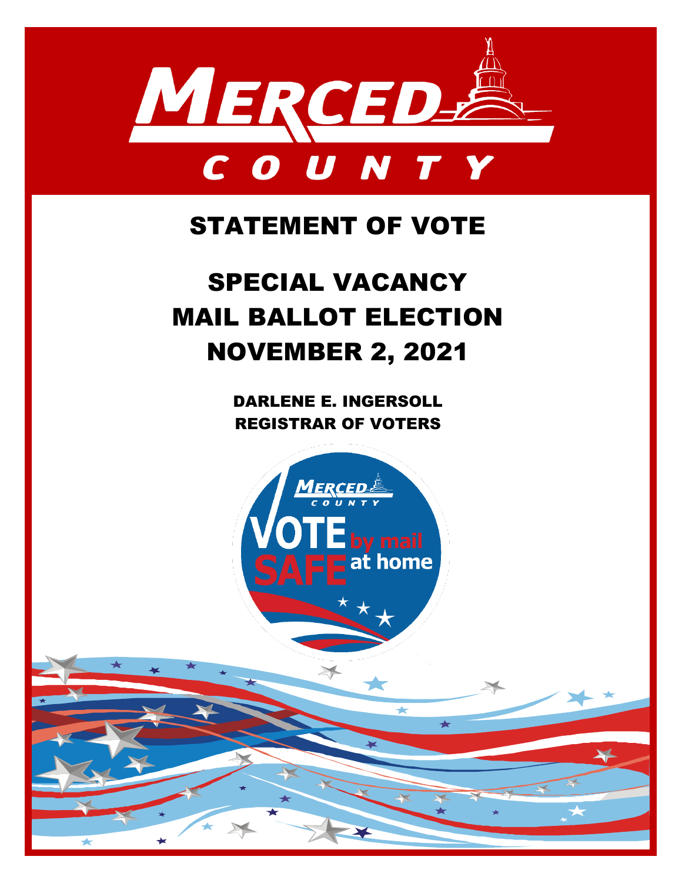# MERCED COUNTY

# STATEMENT OF VOTE

# SPECIAL VACANCY MAIL BALLOT ELECTION NOVEMBER 2, 2021

**DARLENE E. INGERSOLL**
**REGISTRAR OF VOTERS**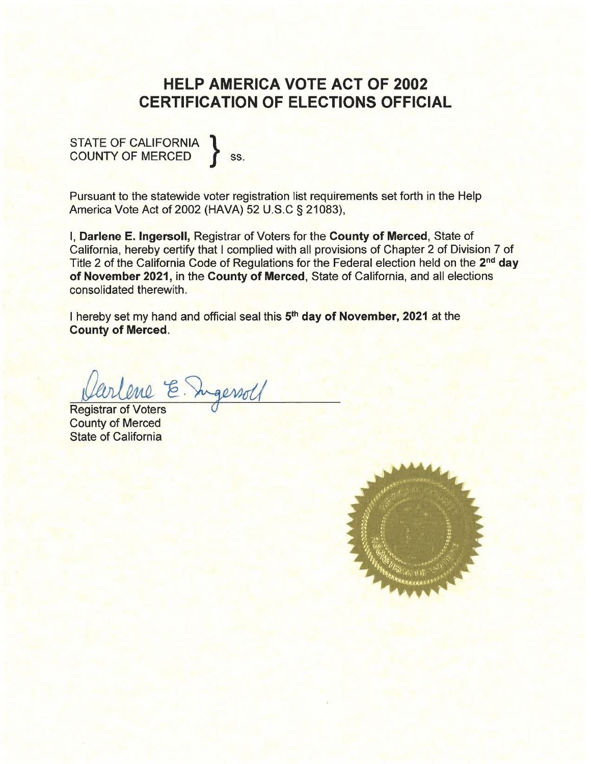# HELP AMERICA VOTE ACT OF 2002
# CERTIFICATION OF ELECTIONS OFFICIAL

STATE OF CALIFORNIA }
COUNTY OF MERCED } ss.

Pursuant to the statewide voter registration list requirements set forth in the Help America Vote Act of 2002 (HAVA) 52 U.S.C § 21083),

I, **Darlene E. Ingersoll,** Registrar of Voters for the **County of Merced**, State of California, hereby certify that I complied with all provisions of Chapter 2 of Division 7 of Title 2 of the California Code of Regulations for the Federal election held on the **2nd day of November 2021,** in the **County of Merced**, State of California, and all elections consolidated therewith.

I hereby set my hand and official seal this **5th day of November, 2021** at the **County of Merced**.

Darlene E. Ingersoll

Registrar of Voters
County of Merced
State of California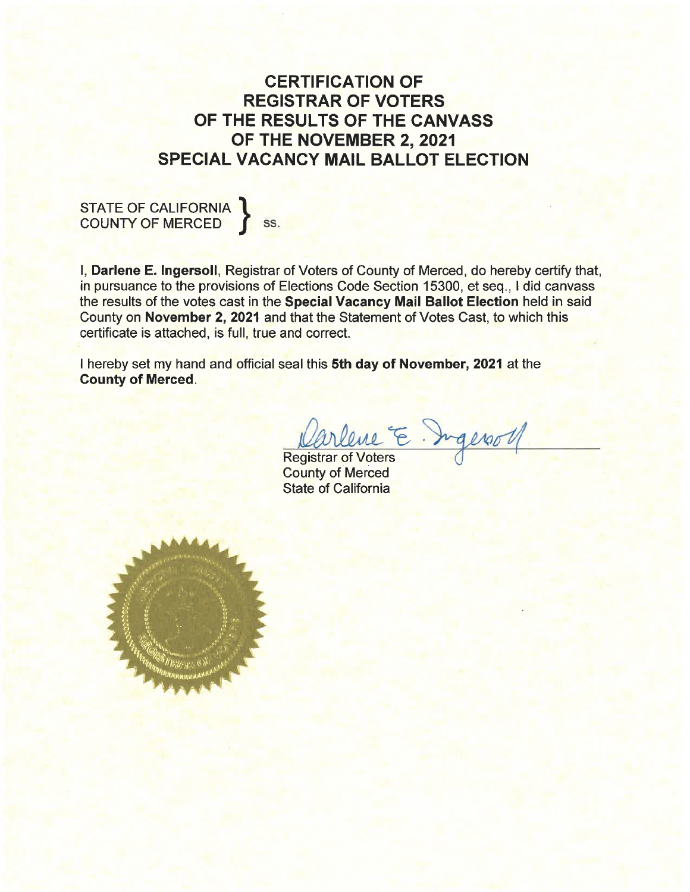# CERTIFICATION OF REGISTRAR OF VOTERS OF THE RESULTS OF THE CANVASS OF THE NOVEMBER 2, 2021 SPECIAL VACANCY MAIL BALLOT ELECTION

STATE OF CALIFORNIA }
COUNTY OF MERCED } ss.

I, **Darlene E. Ingersoll**, Registrar of Voters of County of Merced, do hereby certify that, in pursuance to the provisions of Elections Code Section 15300, et seq., I did canvass the results of the votes cast in the **Special Vacancy Mail Ballot Election** held in said County on **November 2, 2021** and that the Statement of Votes Cast, to which this certificate is attached, is full, true and correct.

I hereby set my hand and official seal this **5th day of November, 2021** at the **County of Merced**.

Darlene E. Ingersoll

Registrar of Voters
County of Merced
State of California

REGISTRAR OF VOTERS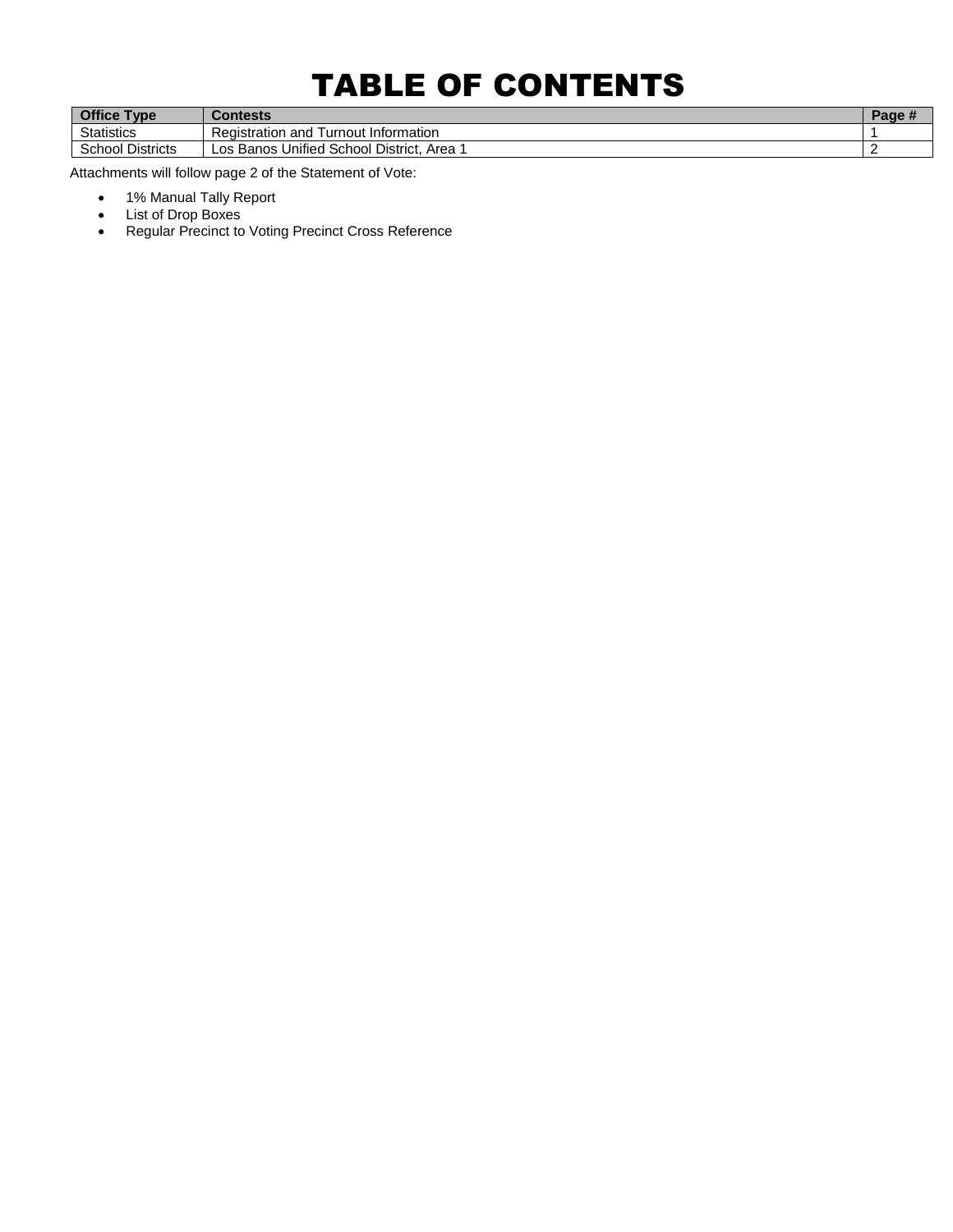# TABLE OF CONTENTS

| Office Type | Contests | Page # |
|---|---|---|
| Statistics | Registration and Turnout Information | 1 |
| School Districts | Los Banos Unified School District, Area 1 | 2 |

Attachments will follow page 2 of the Statement of Vote:

- 1% Manual Tally Report
- List of Drop Boxes
- Regular Precinct to Voting Precinct Cross Reference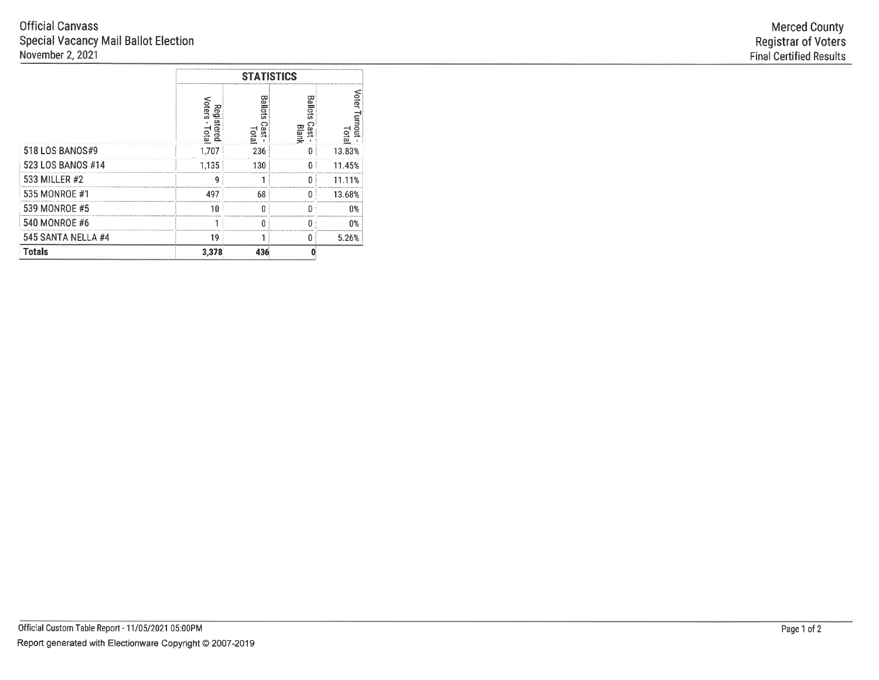Official Canvass
Special Vacancy Mail Ballot Election
November 2, 2021

Merced County
Registrar of Voters
Final Certified Results

| | STATISTICS | | | |
|---|---|---|---|---|
| | Registered Voters - Total | Ballots Cast - Total | Ballots Cast - Blank | Voter Turnout - Total |
| 518 LOS BANOS#9 | 1,707 | 236 | 0 | 13.83% |
| 523 LOS BANOS #14 | 1,135 | 130 | 0 | 11.45% |
| 533 MILLER #2 | 9 | 1 | 0 | 11.11% |
| 535 MONROE #1 | 497 | 68 | 0 | 13.68% |
| 539 MONROE #5 | 10 | 0 | 0 | 0% |
| 540 MONROE #6 | 1 | 0 | 0 | 0% |
| 545 SANTA NELLA #4 | 19 | 1 | 0 | 5.26% |
| **Totals** | **3,378** | **436** | **0** | |

Official Custom Table Report - 11/05/2021 05:00PM
Report generated with Electionware Copyright © 2007-2019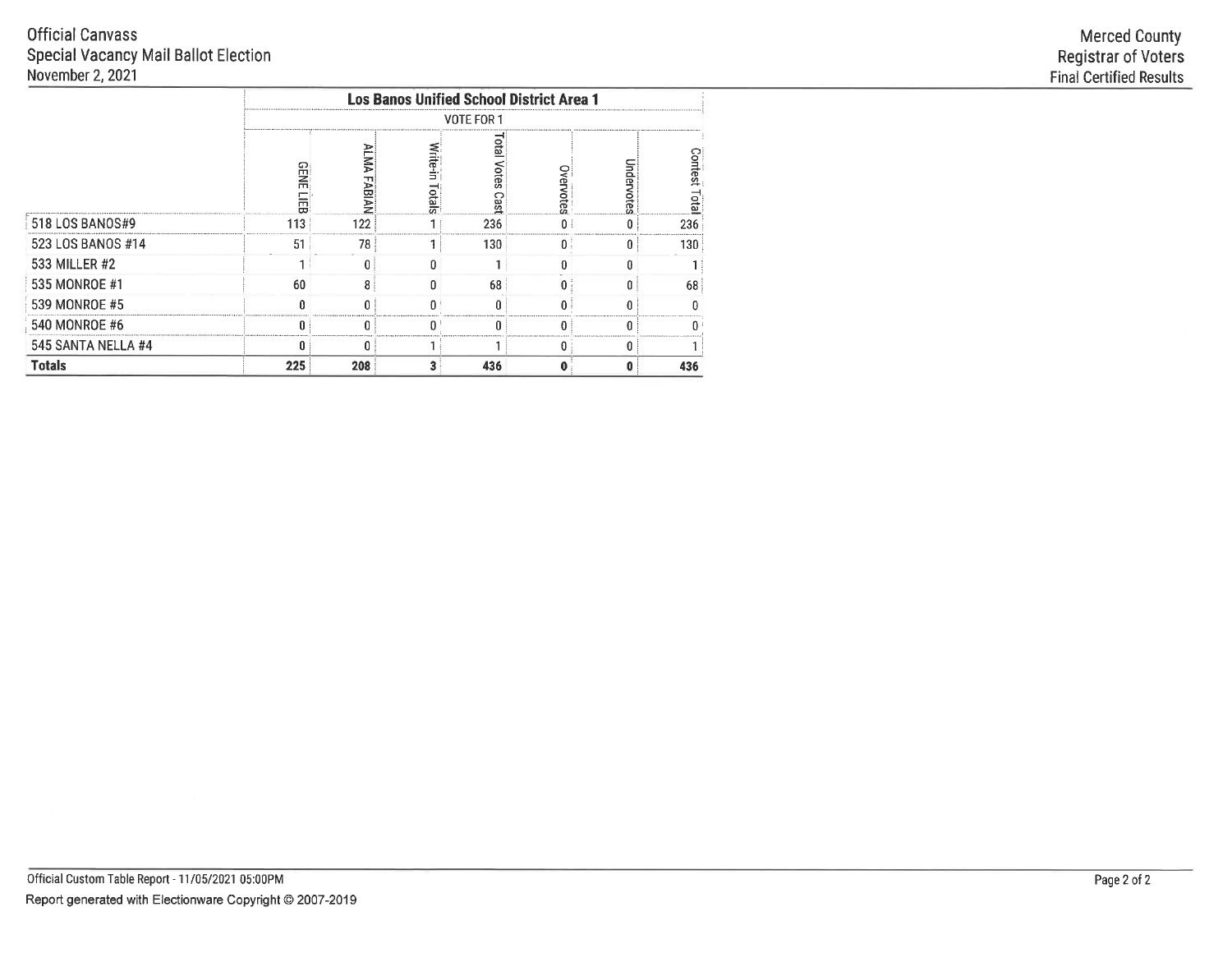Official Canvass
Special Vacancy Mail Ballot Election
November 2, 2021

Merced County
Registrar of Voters
Final Certified Results

| | Los Banos Unified School District Area 1 | | | | | | |
|---|---|---|---|---|---|---|---|
| | VOTE FOR 1 | | | | | | |
| | GENE LIEB | ALMA FABIAN | Write-in Totals | Total Votes Cast | Overvotes | Undervotes | Contest Total |
| 518 LOS BANOS#9 | 113 | 122 | 1 | 236 | 0 | 0 | 236 |
| 523 LOS BANOS #14 | 51 | 78 | 1 | 130 | 0 | 0 | 130 |
| 533 MILLER #2 | 1 | 0 | 0 | 1 | 0 | 0 | 1 |
| 535 MONROE #1 | 60 | 8 | 0 | 68 | 0 | 0 | 68 |
| 539 MONROE #5 | 0 | 0 | 0 | 0 | 0 | 0 | 0 |
| 540 MONROE #6 | 0 | 0 | 0 | 0 | 0 | 0 | 0 |
| 545 SANTA NELLA #4 | 0 | 0 | 1 | 1 | 0 | 0 | 1 |
| **Totals** | **225** | **208** | **3** | **436** | **0** | **0** | **436** |

Official Custom Table Report - 11/05/2021 05:00PM
Report generated with Electionware Copyright © 2007-2019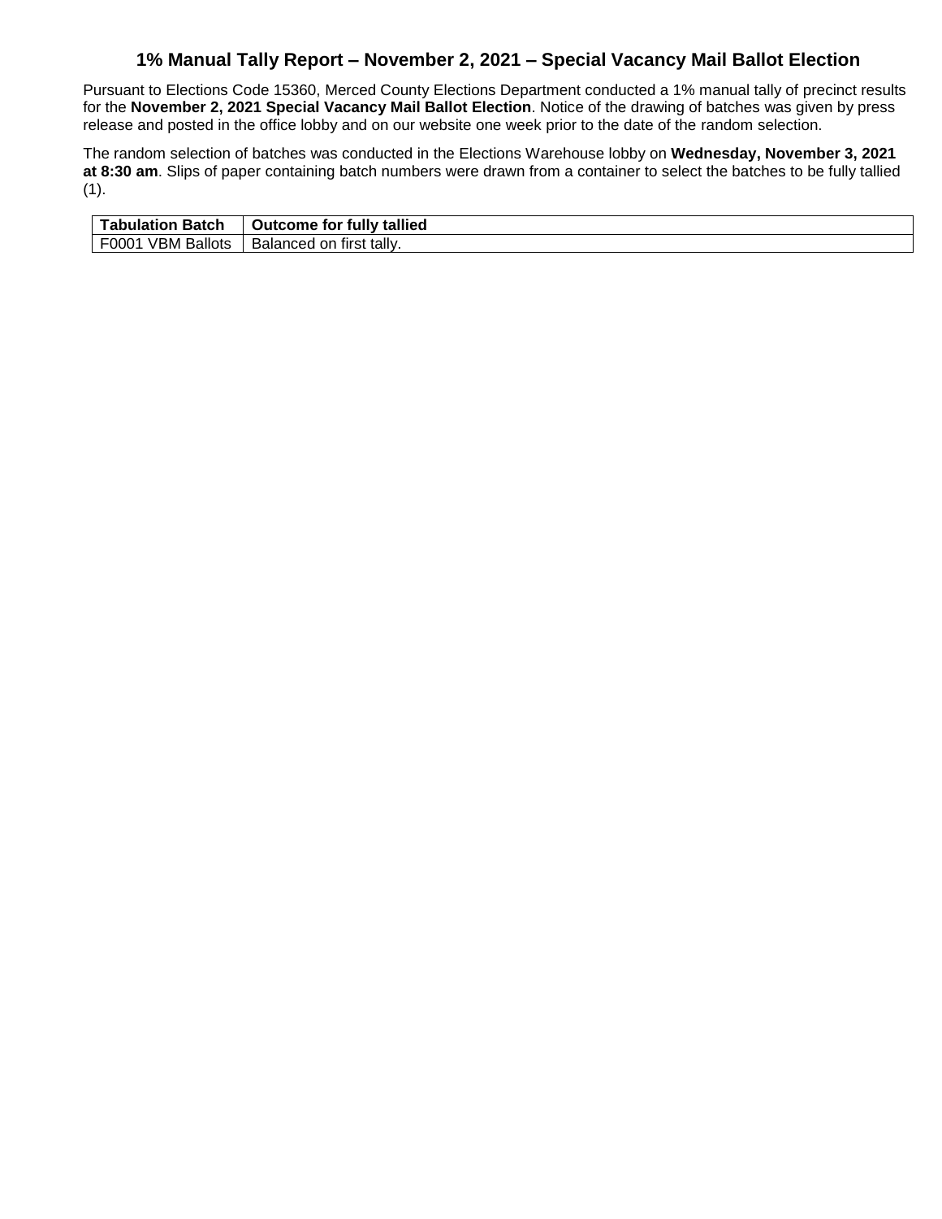# 1% Manual Tally Report – November 2, 2021 – Special Vacancy Mail Ballot Election

Pursuant to Elections Code 15360, Merced County Elections Department conducted a 1% manual tally of precinct results for the **November 2, 2021 Special Vacancy Mail Ballot Election**. Notice of the drawing of batches was given by press release and posted in the office lobby and on our website one week prior to the date of the random selection.

The random selection of batches was conducted in the Elections Warehouse lobby on **Wednesday, November 3, 2021 at 8:30 am**. Slips of paper containing batch numbers were drawn from a container to select the batches to be fully tallied (1).

| Tabulation Batch | Outcome for fully tallied |
|---|---|
| F0001 VBM Ballots | Balanced on first tally. |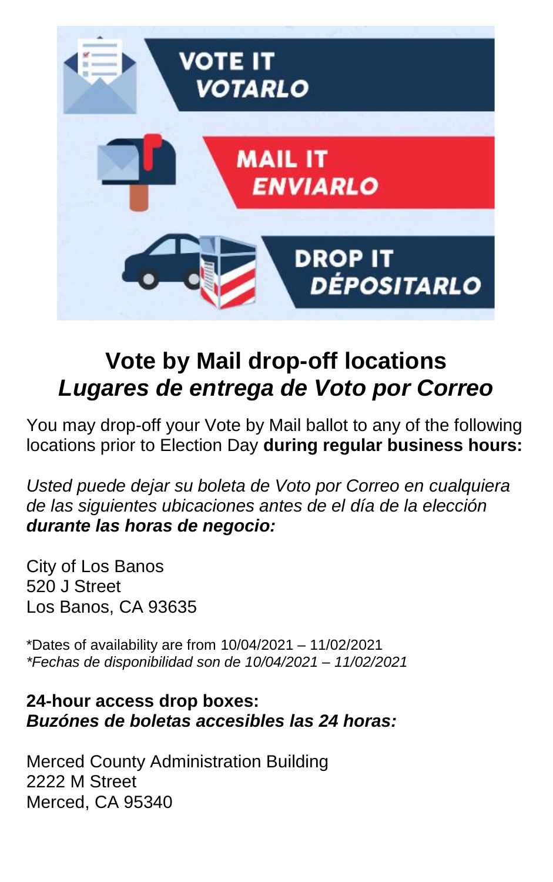# Vote by Mail drop-off locations
# *Lugares de entrega de Voto por Correo*

You may drop-off your Vote by Mail ballot to any of the following locations prior to Election Day **during regular business hours:**

*Usted puede dejar su boleta de Voto por Correo en cualquiera de las siguientes ubicaciones antes de el día de la elección* ***durante las horas de negocio:***

City of Los Banos
520 J Street
Los Banos, CA 93635

*Dates of availability are from 10/04/2021 – 11/02/2021
*\*Fechas de disponibilidad son de 10/04/2021 – 11/02/2021*

**24-hour access drop boxes:**
***Buzónes de boletas accesibles las 24 horas:***

Merced County Administration Building
2222 M Street
Merced, CA 95340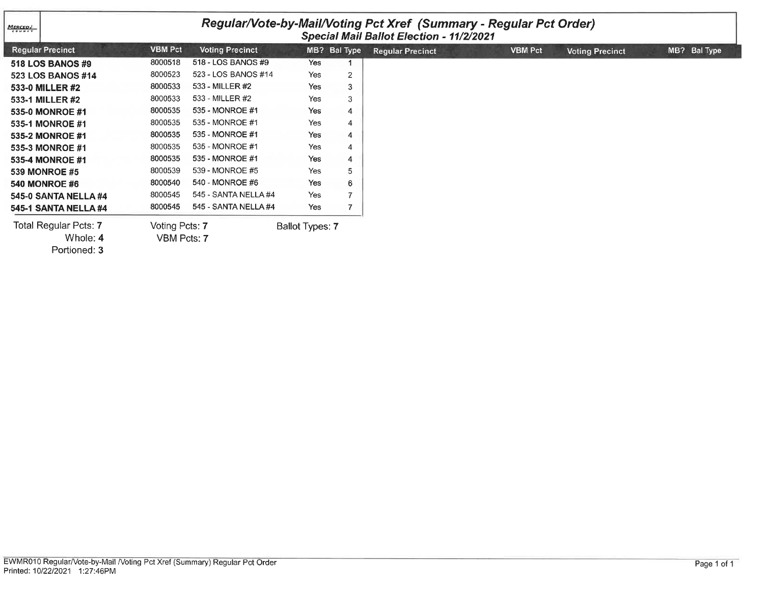MERCED COUNTY

# Regular/Vote-by-Mail/Voting Pct Xref (Summary - Regular Pct Order)

## Special Mail Ballot Election - 11/2/2021

| Regular Precinct | VBM Pct | Voting Precinct | MB? | Bal Type | Regular Precinct | VBM Pct | Voting Precinct | MB? | Bal Type |
|---|---|---|---|---|---|---|---|---|---|
| **518 LOS BANOS #9** | 8000518 | 518 - LOS BANOS #9 | Yes | 1 | | | | | |
| **523 LOS BANOS #14** | 8000523 | 523 - LOS BANOS #14 | Yes | 2 | | | | | |
| **533-0 MILLER #2** | 8000533 | 533 - MILLER #2 | Yes | 3 | | | | | |
| **533-1 MILLER #2** | 8000533 | 533 - MILLER #2 | Yes | 3 | | | | | |
| **535-0 MONROE #1** | 8000535 | 535 - MONROE #1 | Yes | 4 | | | | | |
| **535-1 MONROE #1** | 8000535 | 535 - MONROE #1 | Yes | 4 | | | | | |
| **535-2 MONROE #1** | 8000535 | 535 - MONROE #1 | Yes | 4 | | | | | |
| **535-3 MONROE #1** | 8000535 | 535 - MONROE #1 | Yes | 4 | | | | | |
| **535-4 MONROE #1** | 8000535 | 535 - MONROE #1 | Yes | 4 | | | | | |
| **539 MONROE #5** | 8000539 | 539 - MONROE #5 | Yes | 5 | | | | | |
| **540 MONROE #6** | 8000540 | 540 - MONROE #6 | Yes | 6 | | | | | |
| **545-0 SANTA NELLA #4** | 8000545 | 545 - SANTA NELLA #4 | Yes | 7 | | | | | |
| **545-1 SANTA NELLA #4** | 8000545 | 545 - SANTA NELLA #4 | Yes | 7 | | | | | |

Total Regular Pcts: **7**
Whole: **4**
Portioned: **3**

Voting Pcts: **7**
VBM Pcts: **7**

Ballot Types: **7**

EWMR010 Regular/Vote-by-Mail /Voting Pct Xref (Summary) Regular Pct Order
Printed: 10/22/2021 1:27:46PM